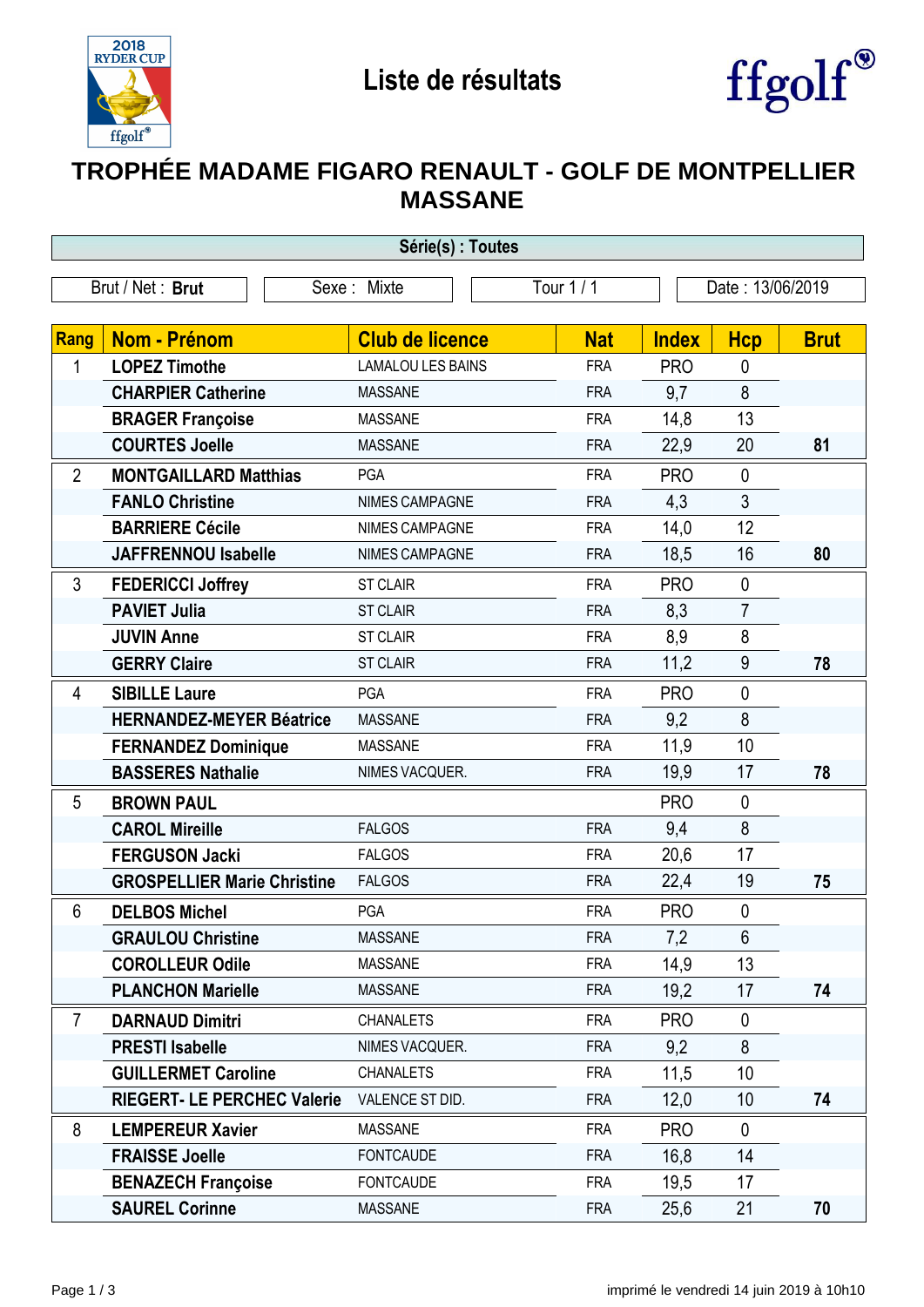# Liste de résultats

## TROPHÉE MADAME FIGARO RENAULT - GOLF DE MONTPELLIER MASSANE

**Série(s) : Toutes**

| Brut / Net : **Brut** | Sexe : Mixte | Tour 1 / 1 | Date : 13/06/2019 |
|---|---|---|---|

| Rang | Nom - Prénom | Club de licence | Nat | Index | Hcp | Brut |
|---|---|---|---|---|---|---|
| 1 | **LOPEZ Timothe** | LAMALOU LES BAINS | FRA | PRO | 0 | |
| | **CHARPIER Catherine** | MASSANE | FRA | 9,7 | 8 | |
| | **BRAGER Françoise** | MASSANE | FRA | 14,8 | 13 | |
| | **COURTES Joelle** | MASSANE | FRA | 22,9 | 20 | **81** |
| 2 | **MONTGAILLARD Matthias** | PGA | FRA | PRO | 0 | |
| | **FANLO Christine** | NIMES CAMPAGNE | FRA | 4,3 | 3 | |
| | **BARRIERE Cécile** | NIMES CAMPAGNE | FRA | 14,0 | 12 | |
| | **JAFFRENNOU Isabelle** | NIMES CAMPAGNE | FRA | 18,5 | 16 | **80** |
| 3 | **FEDERICCI Joffrey** | ST CLAIR | FRA | PRO | 0 | |
| | **PAVIET Julia** | ST CLAIR | FRA | 8,3 | 7 | |
| | **JUVIN Anne** | ST CLAIR | FRA | 8,9 | 8 | |
| | **GERRY Claire** | ST CLAIR | FRA | 11,2 | 9 | **78** |
| 4 | **SIBILLE Laure** | PGA | FRA | PRO | 0 | |
| | **HERNANDEZ-MEYER Béatrice** | MASSANE | FRA | 9,2 | 8 | |
| | **FERNANDEZ Dominique** | MASSANE | FRA | 11,9 | 10 | |
| | **BASSERES Nathalie** | NIMES VACQUER. | FRA | 19,9 | 17 | **78** |
| 5 | **BROWN PAUL** | | | PRO | 0 | |
| | **CAROL Mireille** | FALGOS | FRA | 9,4 | 8 | |
| | **FERGUSON Jacki** | FALGOS | FRA | 20,6 | 17 | |
| | **GROSPELLIER Marie Christine** | FALGOS | FRA | 22,4 | 19 | **75** |
| 6 | **DELBOS Michel** | PGA | FRA | PRO | 0 | |
| | **GRAULOU Christine** | MASSANE | FRA | 7,2 | 6 | |
| | **COROLLEUR Odile** | MASSANE | FRA | 14,9 | 13 | |
| | **PLANCHON Marielle** | MASSANE | FRA | 19,2 | 17 | **74** |
| 7 | **DARNAUD Dimitri** | CHANALETS | FRA | PRO | 0 | |
| | **PRESTI Isabelle** | NIMES VACQUER. | FRA | 9,2 | 8 | |
| | **GUILLERMET Caroline** | CHANALETS | FRA | 11,5 | 10 | |
| | **RIEGERT- LE PERCHEC Valerie** | VALENCE ST DID. | FRA | 12,0 | 10 | **74** |
| 8 | **LEMPEREUR Xavier** | MASSANE | FRA | PRO | 0 | |
| | **FRAISSE Joelle** | FONTCAUDE | FRA | 16,8 | 14 | |
| | **BENAZECH Françoise** | FONTCAUDE | FRA | 19,5 | 17 | |
| | **SAUREL Corinne** | MASSANE | FRA | 25,6 | 21 | **70** |

imprimé le vendredi 14 juin 2019 à 10h10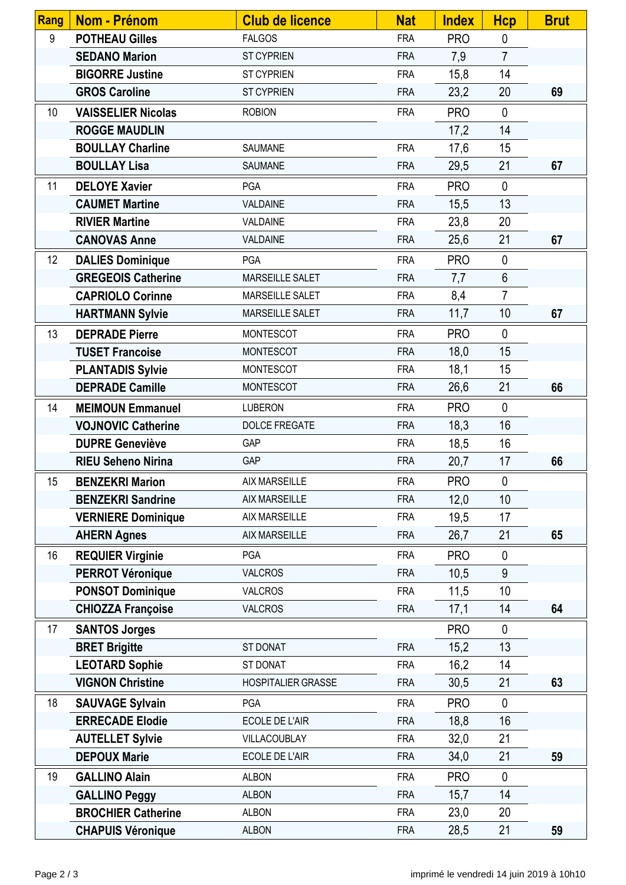| Rang | Nom - Prénom | Club de licence | Nat | Index | Hcp | Brut |
|---|---|---|---|---|---|---|
| 9 | **POTHEAU Gilles** | FALGOS | FRA | PRO | 0 | |
| | **SEDANO Marion** | ST CYPRIEN | FRA | 7,9 | 7 | |
| | **BIGORRE Justine** | ST CYPRIEN | FRA | 15,8 | 14 | |
| | **GROS Caroline** | ST CYPRIEN | FRA | 23,2 | 20 | **69** |
| 10 | **VAISSELIER Nicolas** | ROBION | FRA | PRO | 0 | |
| | **ROGGE MAUDLIN** | | | 17,2 | 14 | |
| | **BOULLAY Charline** | SAUMANE | FRA | 17,6 | 15 | |
| | **BOULLAY Lisa** | SAUMANE | FRA | 29,5 | 21 | **67** |
| 11 | **DELOYE Xavier** | PGA | FRA | PRO | 0 | |
| | **CAUMET Martine** | VALDAINE | FRA | 15,5 | 13 | |
| | **RIVIER Martine** | VALDAINE | FRA | 23,8 | 20 | |
| | **CANOVAS Anne** | VALDAINE | FRA | 25,6 | 21 | **67** |
| 12 | **DALIES Dominique** | PGA | FRA | PRO | 0 | |
| | **GREGEOIS Catherine** | MARSEILLE SALET | FRA | 7,7 | 6 | |
| | **CAPRIOLO Corinne** | MARSEILLE SALET | FRA | 8,4 | 7 | |
| | **HARTMANN Sylvie** | MARSEILLE SALET | FRA | 11,7 | 10 | **67** |
| 13 | **DEPRADE Pierre** | MONTESCOT | FRA | PRO | 0 | |
| | **TUSET Francoise** | MONTESCOT | FRA | 18,0 | 15 | |
| | **PLANTADIS Sylvie** | MONTESCOT | FRA | 18,1 | 15 | |
| | **DEPRADE Camille** | MONTESCOT | FRA | 26,6 | 21 | **66** |
| 14 | **MEIMOUN Emmanuel** | LUBERON | FRA | PRO | 0 | |
| | **VOJNOVIC Catherine** | DOLCE FREGATE | FRA | 18,3 | 16 | |
| | **DUPRE Geneviève** | GAP | FRA | 18,5 | 16 | |
| | **RIEU Seheno Nirina** | GAP | FRA | 20,7 | 17 | **66** |
| 15 | **BENZEKRI Marion** | AIX MARSEILLE | FRA | PRO | 0 | |
| | **BENZEKRI Sandrine** | AIX MARSEILLE | FRA | 12,0 | 10 | |
| | **VERNIERE Dominique** | AIX MARSEILLE | FRA | 19,5 | 17 | |
| | **AHERN Agnes** | AIX MARSEILLE | FRA | 26,7 | 21 | **65** |
| 16 | **REQUIER Virginie** | PGA | FRA | PRO | 0 | |
| | **PERROT Véronique** | VALCROS | FRA | 10,5 | 9 | |
| | **PONSOT Dominique** | VALCROS | FRA | 11,5 | 10 | |
| | **CHIOZZA Françoise** | VALCROS | FRA | 17,1 | 14 | **64** |
| 17 | **SANTOS Jorges** | | | PRO | 0 | |
| | **BRET Brigitte** | ST DONAT | FRA | 15,2 | 13 | |
| | **LEOTARD Sophie** | ST DONAT | FRA | 16,2 | 14 | |
| | **VIGNON Christine** | HOSPITALIER GRASSE | FRA | 30,5 | 21 | **63** |
| 18 | **SAUVAGE Sylvain** | PGA | FRA | PRO | 0 | |
| | **ERRECADE Elodie** | ECOLE DE L'AIR | FRA | 18,8 | 16 | |
| | **AUTELLET Sylvie** | VILLACOUBLAY | FRA | 32,0 | 21 | |
| | **DEPOUX Marie** | ECOLE DE L'AIR | FRA | 34,0 | 21 | **59** |
| 19 | **GALLINO Alain** | ALBON | FRA | PRO | 0 | |
| | **GALLINO Peggy** | ALBON | FRA | 15,7 | 14 | |
| | **BROCHIER Catherine** | ALBON | FRA | 23,0 | 20 | |
| | **CHAPUIS Véronique** | ALBON | FRA | 28,5 | 21 | **59** |

imprimé le vendredi 14 juin 2019 à 10h10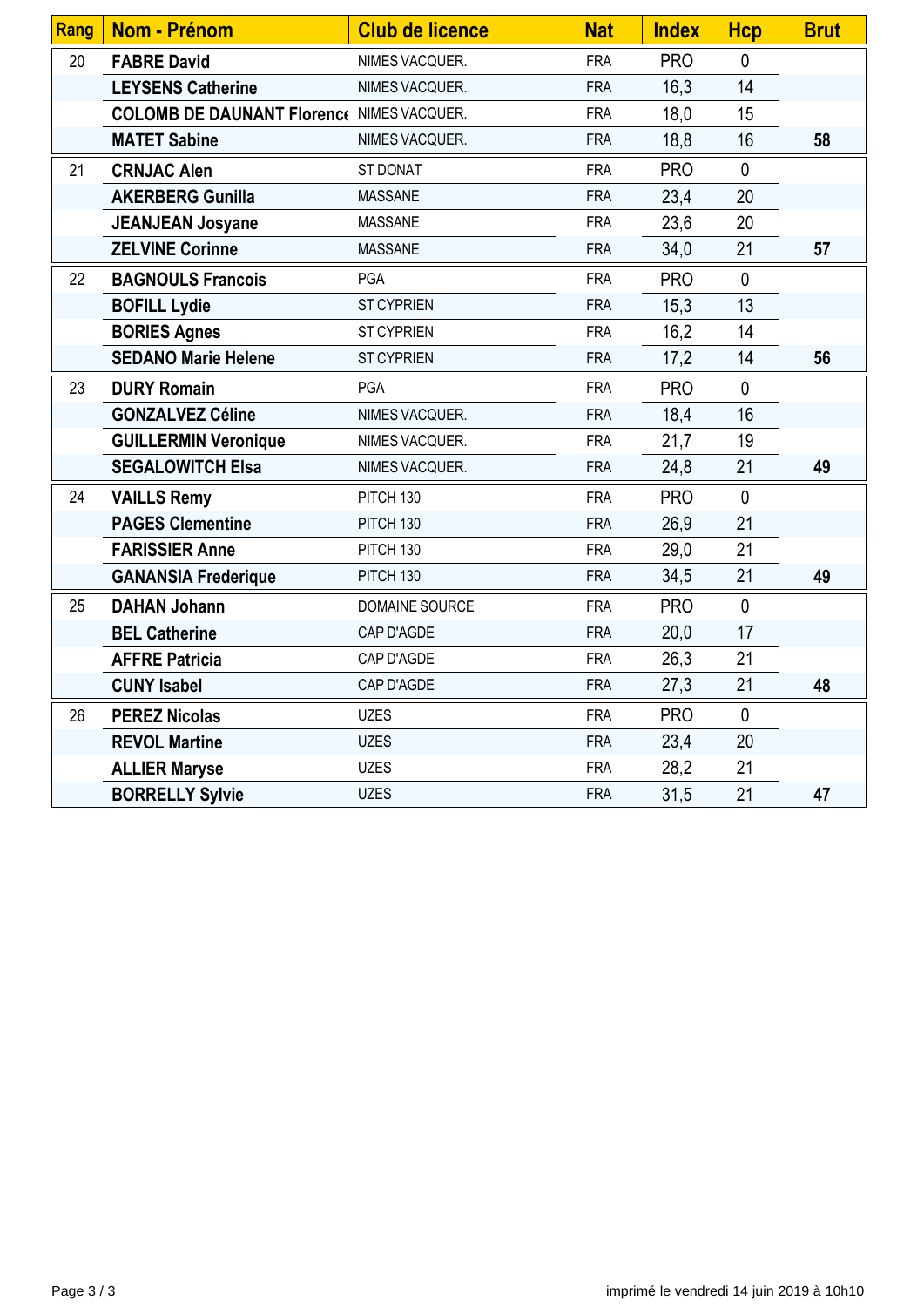| Rang | Nom - Prénom | Club de licence | Nat | Index | Hcp | Brut |
|---|---|---|---|---|---|---|
| 20 | **FABRE David** | NIMES VACQUER. | FRA | PRO | 0 | |
| | **LEYSENS Catherine** | NIMES VACQUER. | FRA | 16,3 | 14 | |
| | **COLOMB DE DAUNANT Florence** | NIMES VACQUER. | FRA | 18,0 | 15 | |
| | **MATET Sabine** | NIMES VACQUER. | FRA | 18,8 | 16 | **58** |
| 21 | **CRNJAC Alen** | ST DONAT | FRA | PRO | 0 | |
| | **AKERBERG Gunilla** | MASSANE | FRA | 23,4 | 20 | |
| | **JEANJEAN Josyane** | MASSANE | FRA | 23,6 | 20 | |
| | **ZELVINE Corinne** | MASSANE | FRA | 34,0 | 21 | **57** |
| 22 | **BAGNOULS Francois** | PGA | FRA | PRO | 0 | |
| | **BOFILL Lydie** | ST CYPRIEN | FRA | 15,3 | 13 | |
| | **BORIES Agnes** | ST CYPRIEN | FRA | 16,2 | 14 | |
| | **SEDANO Marie Helene** | ST CYPRIEN | FRA | 17,2 | 14 | **56** |
| 23 | **DURY Romain** | PGA | FRA | PRO | 0 | |
| | **GONZALVEZ Céline** | NIMES VACQUER. | FRA | 18,4 | 16 | |
| | **GUILLERMIN Veronique** | NIMES VACQUER. | FRA | 21,7 | 19 | |
| | **SEGALOWITCH Elsa** | NIMES VACQUER. | FRA | 24,8 | 21 | **49** |
| 24 | **VAILLS Remy** | PITCH 130 | FRA | PRO | 0 | |
| | **PAGES Clementine** | PITCH 130 | FRA | 26,9 | 21 | |
| | **FARISSIER Anne** | PITCH 130 | FRA | 29,0 | 21 | |
| | **GANANSIA Frederique** | PITCH 130 | FRA | 34,5 | 21 | **49** |
| 25 | **DAHAN Johann** | DOMAINE SOURCE | FRA | PRO | 0 | |
| | **BEL Catherine** | CAP D'AGDE | FRA | 20,0 | 17 | |
| | **AFFRE Patricia** | CAP D'AGDE | FRA | 26,3 | 21 | |
| | **CUNY Isabel** | CAP D'AGDE | FRA | 27,3 | 21 | **48** |
| 26 | **PEREZ Nicolas** | UZES | FRA | PRO | 0 | |
| | **REVOL Martine** | UZES | FRA | 23,4 | 20 | |
| | **ALLIER Maryse** | UZES | FRA | 28,2 | 21 | |
| | **BORRELLY Sylvie** | UZES | FRA | 31,5 | 21 | **47** |

imprimé le vendredi 14 juin 2019 à 10h10